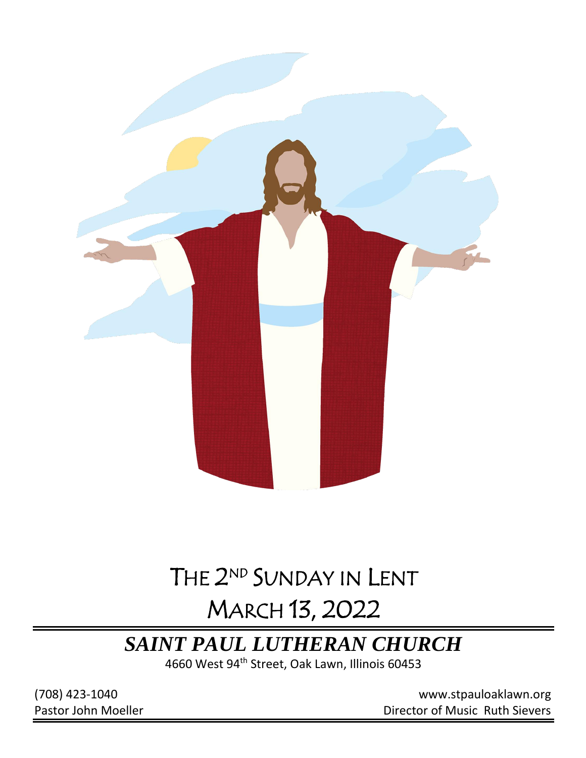# THE 2ND SUNDAY IN LENT

# MARCH 13, 2022

## *SAINT PAUL LUTHERAN CHURCH*

4660 West 94th Street, Oak Lawn, Illinois 60453

(708) 423-1040
www.stpauloaklawn.org

Pastor John Moeller
Director of Music Ruth Sievers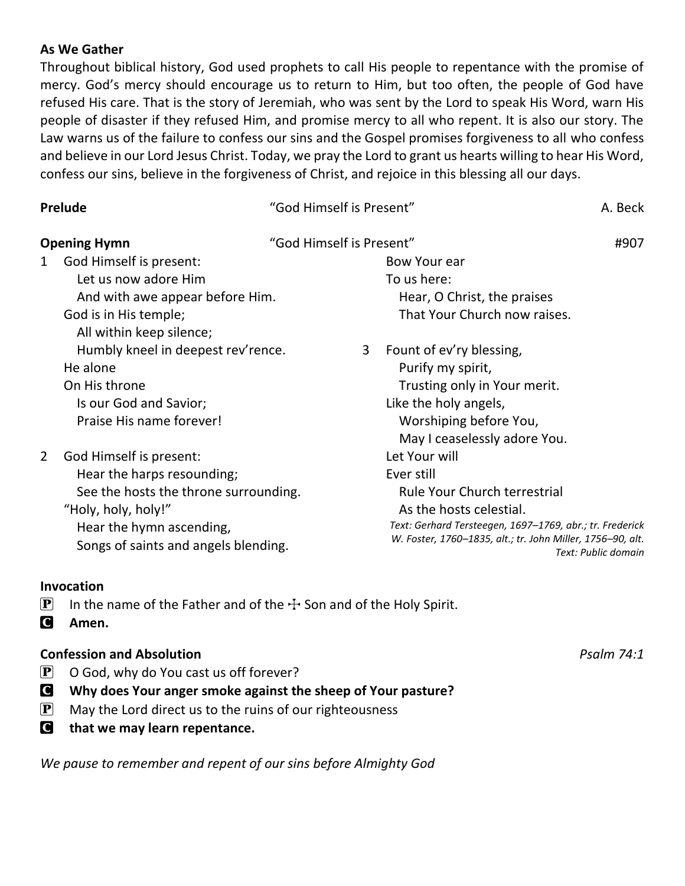**As We Gather**

Throughout biblical history, God used prophets to call His people to repentance with the promise of mercy. God's mercy should encourage us to return to Him, but too often, the people of God have refused His care. That is the story of Jeremiah, who was sent by the Lord to speak His Word, warn His people of disaster if they refused Him, and promise mercy to all who repent. It is also our story. The Law warns us of the failure to confess our sins and the Gospel promises forgiveness to all who confess and believe in our Lord Jesus Christ. Today, we pray the Lord to grant us hearts willing to hear His Word, confess our sins, believe in the forgiveness of Christ, and rejoice in this blessing all our days.

**Prelude** "God Himself is Present" A. Beck

**Opening Hymn** "God Himself is Present" #907

1 God Himself is present:
Let us now adore Him
And with awe appear before Him.
God is in His temple;
All within keep silence;
Humbly kneel in deepest rev'rence.
He alone
On His throne
Is our God and Savior;
Praise His name forever!

2 God Himself is present:
Hear the harps resounding;
See the hosts the throne surrounding.
"Holy, holy, holy!"
Hear the hymn ascending,
Songs of saints and angels blending.
Bow Your ear
To us here:
Hear, O Christ, the praises
That Your Church now raises.

3 Fount of ev'ry blessing,
Purify my spirit,
Trusting only in Your merit.
Like the holy angels,
Worshiping before You,
May I ceaselessly adore You.
Let Your will
Ever still
Rule Your Church terrestrial
As the hosts celestial.

*Text: Gerhard Tersteegen, 1697–1769, abr.; tr. Frederick W. Foster, 1760–1835, alt.; tr. John Miller, 1756–90, alt.*
*Text: Public domain*

**Invocation**

P In the name of the Father and of the ☩ Son and of the Holy Spirit.
C **Amen.**

**Confession and Absolution** *Psalm 74:1*

P O God, why do You cast us off forever?
C **Why does Your anger smoke against the sheep of Your pasture?**
P May the Lord direct us to the ruins of our righteousness
C **that we may learn repentance.**

*We pause to remember and repent of our sins before Almighty God*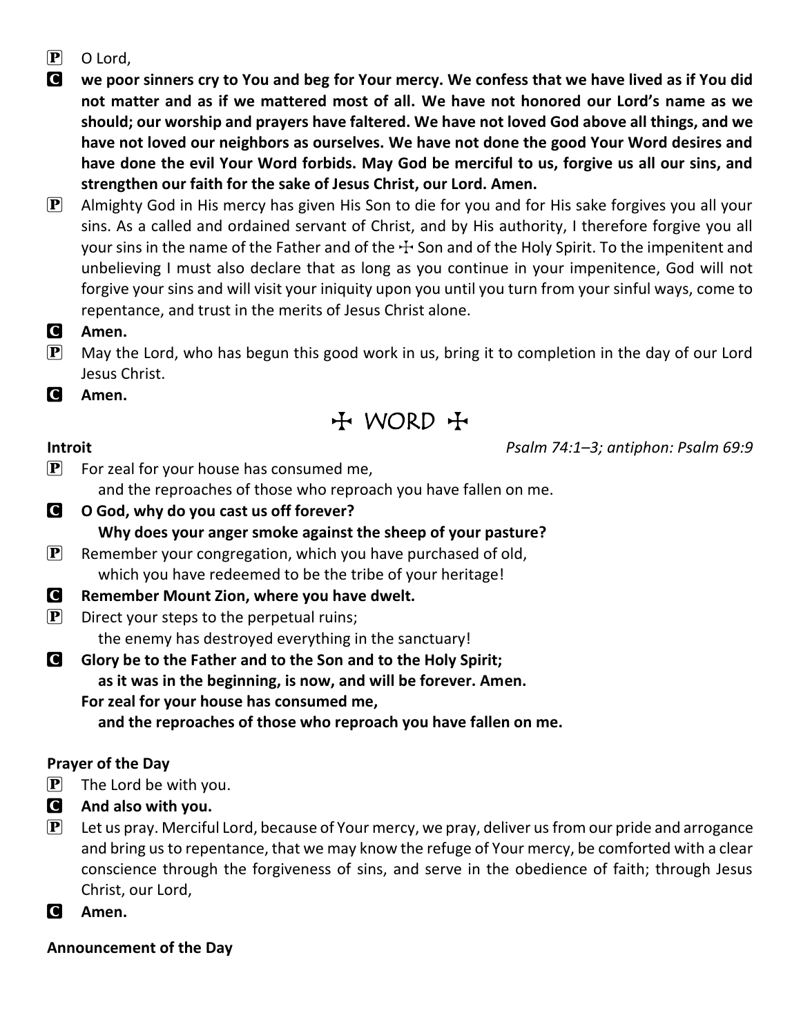P O Lord,

C **we poor sinners cry to You and beg for Your mercy. We confess that we have lived as if You did not matter and as if we mattered most of all. We have not honored our Lord's name as we should; our worship and prayers have faltered. We have not loved God above all things, and we have not loved our neighbors as ourselves. We have not done the good Your Word desires and have done the evil Your Word forbids. May God be merciful to us, forgive us all our sins, and strengthen our faith for the sake of Jesus Christ, our Lord. Amen.**

P Almighty God in His mercy has given His Son to die for you and for His sake forgives you all your sins. As a called and ordained servant of Christ, and by His authority, I therefore forgive you all your sins in the name of the Father and of the ☩ Son and of the Holy Spirit. To the impenitent and unbelieving I must also declare that as long as you continue in your impenitence, God will not forgive your sins and will visit your iniquity upon you until you turn from your sinful ways, come to repentance, and trust in the merits of Jesus Christ alone.

C **Amen.**

P May the Lord, who has begun this good work in us, bring it to completion in the day of our Lord Jesus Christ.

C **Amen.**

# ☩ WORD ☩

**Introit** *Psalm 74:1–3; antiphon: Psalm 69:9*

P For zeal for your house has consumed me,
  and the reproaches of those who reproach you have fallen on me.

C **O God, why do you cast us off forever?**
  **Why does your anger smoke against the sheep of your pasture?**

P Remember your congregation, which you have purchased of old,
  which you have redeemed to be the tribe of your heritage!

C **Remember Mount Zion, where you have dwelt.**

P Direct your steps to the perpetual ruins;
  the enemy has destroyed everything in the sanctuary!

C **Glory be to the Father and to the Son and to the Holy Spirit;**
  **as it was in the beginning, is now, and will be forever. Amen.**
  **For zeal for your house has consumed me,**
  **and the reproaches of those who reproach you have fallen on me.**

**Prayer of the Day**

P The Lord be with you.

C **And also with you.**

P Let us pray. Merciful Lord, because of Your mercy, we pray, deliver us from our pride and arrogance and bring us to repentance, that we may know the refuge of Your mercy, be comforted with a clear conscience through the forgiveness of sins, and serve in the obedience of faith; through Jesus Christ, our Lord,

C **Amen.**

**Announcement of the Day**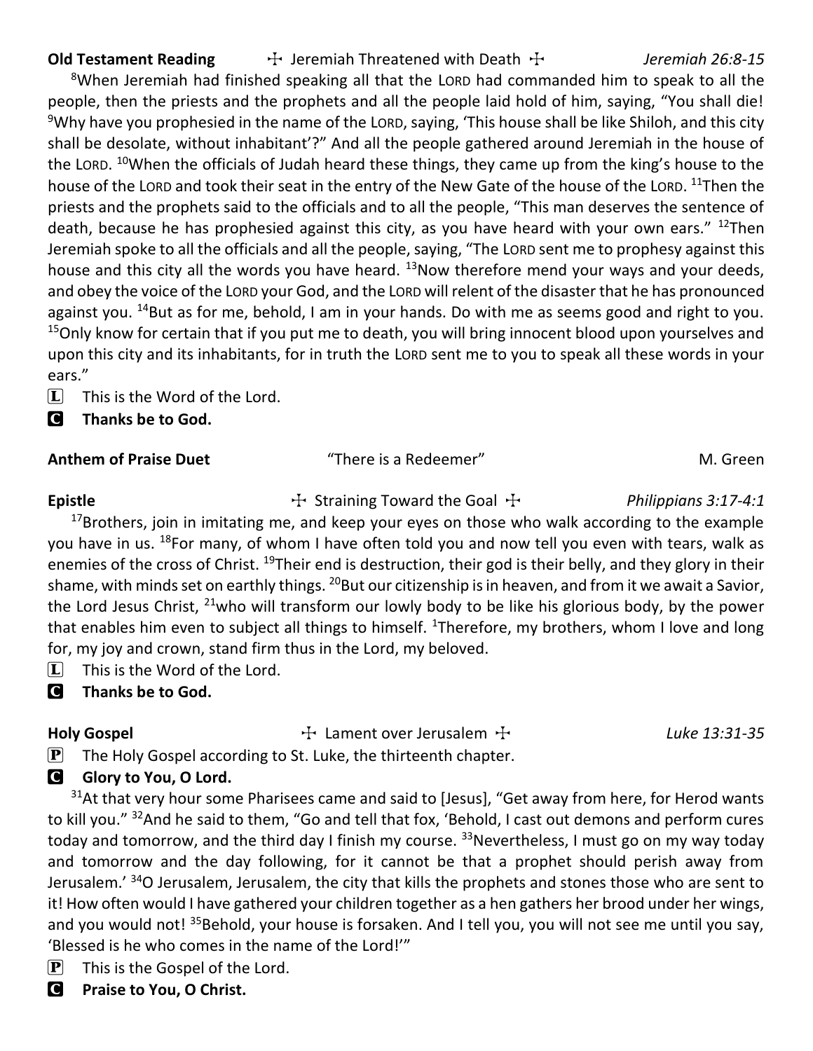**Old Testament Reading** ☩ Jeremiah Threatened with Death ☩ *Jeremiah 26:8-15*

[8]When Jeremiah had finished speaking all that the LORD had commanded him to speak to all the people, then the priests and the prophets and all the people laid hold of him, saying, "You shall die! [9]Why have you prophesied in the name of the LORD, saying, 'This house shall be like Shiloh, and this city shall be desolate, without inhabitant'?" And all the people gathered around Jeremiah in the house of the LORD. [10]When the officials of Judah heard these things, they came up from the king's house to the house of the LORD and took their seat in the entry of the New Gate of the house of the LORD. [11]Then the priests and the prophets said to the officials and to all the people, "This man deserves the sentence of death, because he has prophesied against this city, as you have heard with your own ears." [12]Then Jeremiah spoke to all the officials and all the people, saying, "The LORD sent me to prophesy against this house and this city all the words you have heard. [13]Now therefore mend your ways and your deeds, and obey the voice of the LORD your God, and the LORD will relent of the disaster that he has pronounced against you. [14]But as for me, behold, I am in your hands. Do with me as seems good and right to you. [15]Only know for certain that if you put me to death, you will bring innocent blood upon yourselves and upon this city and its inhabitants, for in truth the LORD sent me to you to speak all these words in your ears."

L This is the Word of the Lord.

C **Thanks be to God.**

**Anthem of Praise Duet** "There is a Redeemer" M. Green

**Epistle** ☩ Straining Toward the Goal ☩ *Philippians 3:17-4:1*

[17]Brothers, join in imitating me, and keep your eyes on those who walk according to the example you have in us. [18]For many, of whom I have often told you and now tell you even with tears, walk as enemies of the cross of Christ. [19]Their end is destruction, their god is their belly, and they glory in their shame, with minds set on earthly things. [20]But our citizenship is in heaven, and from it we await a Savior, the Lord Jesus Christ, [21]who will transform our lowly body to be like his glorious body, by the power that enables him even to subject all things to himself. [1]Therefore, my brothers, whom I love and long for, my joy and crown, stand firm thus in the Lord, my beloved.

L This is the Word of the Lord.

C **Thanks be to God.**

**Holy Gospel** ☩ Lament over Jerusalem ☩ *Luke 13:31-35*

P The Holy Gospel according to St. Luke, the thirteenth chapter.

C **Glory to You, O Lord.**

[31]At that very hour some Pharisees came and said to [Jesus], "Get away from here, for Herod wants to kill you." [32]And he said to them, "Go and tell that fox, 'Behold, I cast out demons and perform cures today and tomorrow, and the third day I finish my course. [33]Nevertheless, I must go on my way today and tomorrow and the day following, for it cannot be that a prophet should perish away from Jerusalem.' [34]O Jerusalem, Jerusalem, the city that kills the prophets and stones those who are sent to it! How often would I have gathered your children together as a hen gathers her brood under her wings, and you would not! [35]Behold, your house is forsaken. And I tell you, you will not see me until you say, 'Blessed is he who comes in the name of the Lord!'"

P This is the Gospel of the Lord.

C **Praise to You, O Christ.**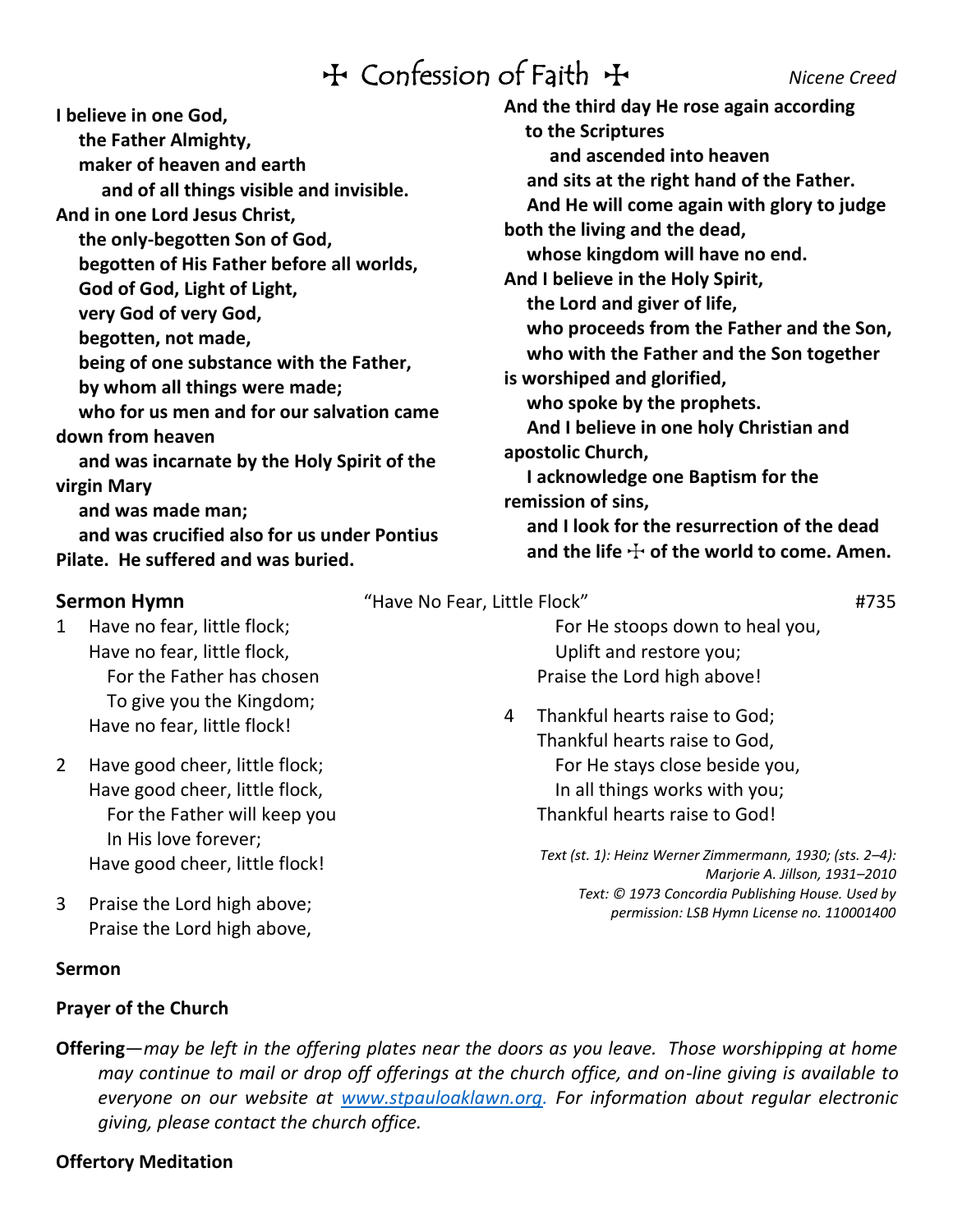## ☩ Confession of Faith ☩

*Nicene Creed*

**I believe in one God,**
**the Father Almighty,**
**maker of heaven and earth**
**and of all things visible and invisible.**
**And in one Lord Jesus Christ,**
**the only-begotten Son of God,**
**begotten of His Father before all worlds,**
**God of God, Light of Light,**
**very God of very God,**
**begotten, not made,**
**being of one substance with the Father,**
**by whom all things were made;**
**who for us men and for our salvation came down from heaven**
**and was incarnate by the Holy Spirit of the virgin Mary**
**and was made man;**
**and was crucified also for us under Pontius Pilate. He suffered and was buried.**
**And the third day He rose again according to the Scriptures**
**and ascended into heaven**
**and sits at the right hand of the Father.**
**And He will come again with glory to judge both the living and the dead,**
**whose kingdom will have no end.**
**And I believe in the Holy Spirit,**
**the Lord and giver of life,**
**who proceeds from the Father and the Son,**
**who with the Father and the Son together is worshiped and glorified,**
**who spoke by the prophets.**
**And I believe in one holy Christian and apostolic Church,**
**I acknowledge one Baptism for the remission of sins,**
**and I look for the resurrection of the dead**
**and the life ☩ of the world to come. Amen.**

**Sermon Hymn** "Have No Fear, Little Flock" #735

1 Have no fear, little flock;
Have no fear, little flock,
For the Father has chosen
To give you the Kingdom;
Have no fear, little flock!

2 Have good cheer, little flock;
Have good cheer, little flock,
For the Father will keep you
In His love forever;
Have good cheer, little flock!

3 Praise the Lord high above;
Praise the Lord high above,
For He stoops down to heal you,
Uplift and restore you;
Praise the Lord high above!

4 Thankful hearts raise to God;
Thankful hearts raise to God,
For He stays close beside you,
In all things works with you;
Thankful hearts raise to God!

*Text (st. 1): Heinz Werner Zimmermann, 1930; (sts. 2–4): Marjorie A. Jillson, 1931–2010*
*Text: © 1973 Concordia Publishing House. Used by permission: LSB Hymn License no. 110001400*

**Sermon**

**Prayer of the Church**

**Offering**—*may be left in the offering plates near the doors as you leave. Those worshipping at home may continue to mail or drop off offerings at the church office, and on-line giving is available to everyone on our website at [www.stpauloaklawn.org](http://www.stpauloaklawn.org). For information about regular electronic giving, please contact the church office.*

**Offertory Meditation**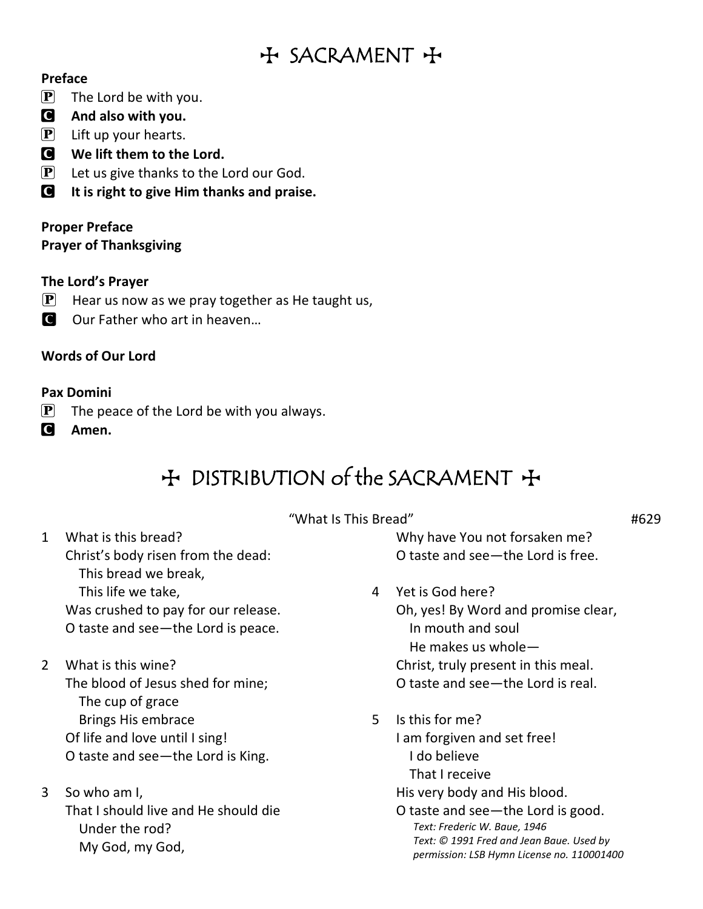# ✠ SACRAMENT ✠

**Preface**

P The Lord be with you.
C **And also with you.**
P Lift up your hearts.
C **We lift them to the Lord.**
P Let us give thanks to the Lord our God.
C **It is right to give Him thanks and praise.**

**Proper Preface**
**Prayer of Thanksgiving**

**The Lord's Prayer**

P Hear us now as we pray together as He taught us,
C Our Father who art in heaven…

**Words of Our Lord**

**Pax Domini**

P The peace of the Lord be with you always.
C **Amen.**

# ✠ DISTRIBUTION of the SACRAMENT ✠

"What Is This Bread" #629

1 What is this bread?
Christ's body risen from the dead:
This bread we break,
This life we take,
Was crushed to pay for our release.
O taste and see—the Lord is peace.

2 What is this wine?
The blood of Jesus shed for mine;
The cup of grace
Brings His embrace
Of life and love until I sing!
O taste and see—the Lord is King.

3 So who am I,
That I should live and He should die
Under the rod?
My God, my God,
Why have You not forsaken me?
O taste and see—the Lord is free.

4 Yet is God here?
Oh, yes! By Word and promise clear,
In mouth and soul
He makes us whole—
Christ, truly present in this meal.
O taste and see—the Lord is real.

5 Is this for me?
I am forgiven and set free!
I do believe
That I receive
His very body and His blood.
O taste and see—the Lord is good.

*Text: Frederic W. Baue, 1946*
*Text: © 1991 Fred and Jean Baue. Used by permission: LSB Hymn License no. 110001400*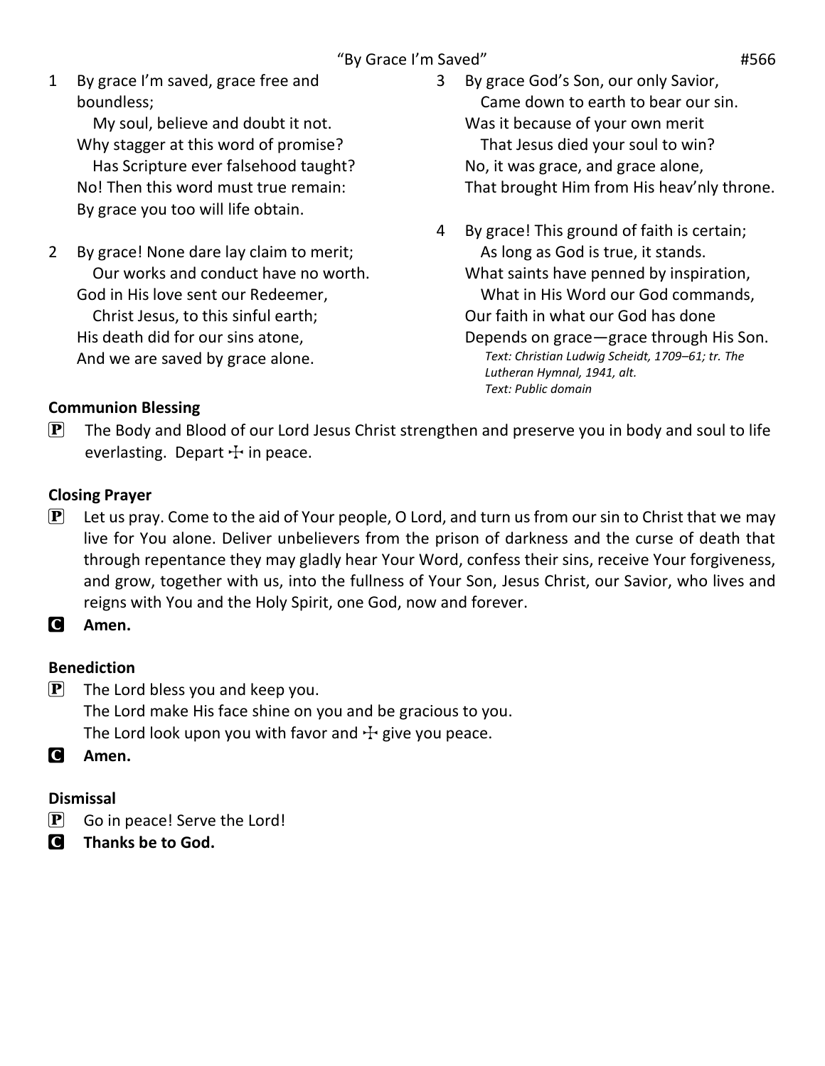“By Grace I’m Saved” #566

1 By grace I’m saved, grace free and boundless;
   My soul, believe and doubt it not.
Why stagger at this word of promise?
   Has Scripture ever falsehood taught?
No! Then this word must true remain:
By grace you too will life obtain.

2 By grace! None dare lay claim to merit;
   Our works and conduct have no worth.
God in His love sent our Redeemer,
   Christ Jesus, to this sinful earth;
His death did for our sins atone,
And we are saved by grace alone.

3 By grace God’s Son, our only Savior,
   Came down to earth to bear our sin.
Was it because of your own merit
   That Jesus died your soul to win?
No, it was grace, and grace alone,
That brought Him from His heav’nly throne.

4 By grace! This ground of faith is certain;
   As long as God is true, it stands.
What saints have penned by inspiration,
   What in His Word our God commands,
Our faith in what our God has done
Depends on grace—grace through His Son.

*Text: Christian Ludwig Scheidt, 1709–61; tr. The Lutheran Hymnal, 1941, alt.*
*Text: Public domain*

**Communion Blessing**

P The Body and Blood of our Lord Jesus Christ strengthen and preserve you in body and soul to life everlasting. Depart ☩ in peace.

**Closing Prayer**

P Let us pray. Come to the aid of Your people, O Lord, and turn us from our sin to Christ that we may live for You alone. Deliver unbelievers from the prison of darkness and the curse of death that through repentance they may gladly hear Your Word, confess their sins, receive Your forgiveness, and grow, together with us, into the fullness of Your Son, Jesus Christ, our Savior, who lives and reigns with You and the Holy Spirit, one God, now and forever.

C **Amen.**

**Benediction**

P The Lord bless you and keep you.
The Lord make His face shine on you and be gracious to you.
The Lord look upon you with favor and ☩ give you peace.

C **Amen.**

**Dismissal**

P Go in peace! Serve the Lord!

C **Thanks be to God.**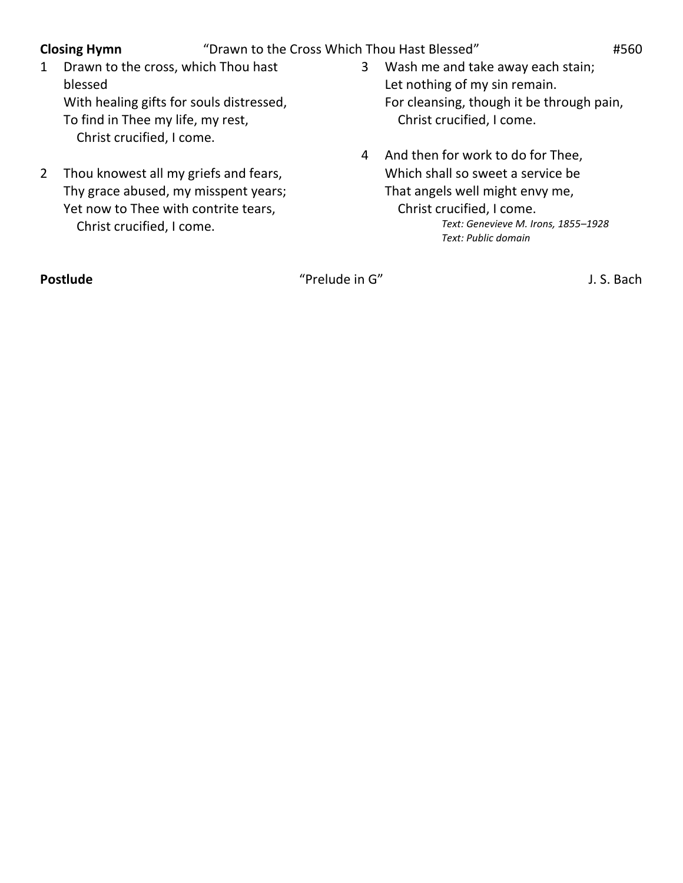**Closing Hymn** "Drawn to the Cross Which Thou Hast Blessed" #560

1 Drawn to the cross, which Thou hast blessed
With healing gifts for souls distressed,
To find in Thee my life, my rest,
  Christ crucified, I come.

2 Thou knowest all my griefs and fears,
Thy grace abused, my misspent years;
Yet now to Thee with contrite tears,
  Christ crucified, I come.

3 Wash me and take away each stain;
Let nothing of my sin remain.
For cleansing, though it be through pain,
  Christ crucified, I come.

4 And then for work to do for Thee,
Which shall so sweet a service be
That angels well might envy me,
  Christ crucified, I come.

*Text: Genevieve M. Irons, 1855–1928*
*Text: Public domain*

**Postlude** "Prelude in G" J. S. Bach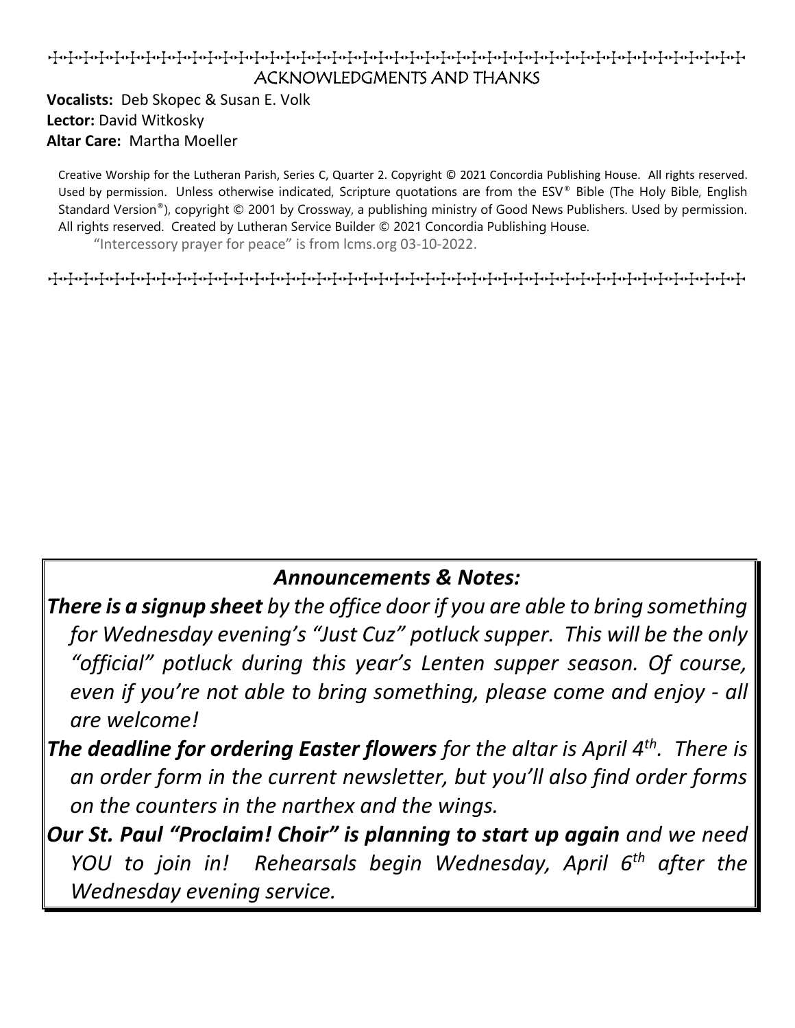## ACKNOWLEDGMENTS AND THANKS

**Vocalists:** Deb Skopec & Susan E. Volk
**Lector:** David Witkosky
**Altar Care:** Martha Moeller

Creative Worship for the Lutheran Parish, Series C, Quarter 2. Copyright © 2021 Concordia Publishing House. All rights reserved. Used by permission. Unless otherwise indicated, Scripture quotations are from the ESV® Bible (The Holy Bible, English Standard Version®), copyright © 2001 by Crossway, a publishing ministry of Good News Publishers. Used by permission. All rights reserved. Created by Lutheran Service Builder © 2021 Concordia Publishing House.

"Intercessory prayer for peace" is from lcms.org 03-10-2022.

## *Announcements & Notes:*

***There is a signup sheet*** *by the office door if you are able to bring something for Wednesday evening's "Just Cuz" potluck supper. This will be the only "official" potluck during this year's Lenten supper season. Of course, even if you're not able to bring something, please come and enjoy - all are welcome!*

***The deadline for ordering Easter flowers*** *for the altar is April 4th. There is an order form in the current newsletter, but you'll also find order forms on the counters in the narthex and the wings.*

***Our St. Paul "Proclaim! Choir" is planning to start up again*** *and we need YOU to join in! Rehearsals begin Wednesday, April 6th after the Wednesday evening service.*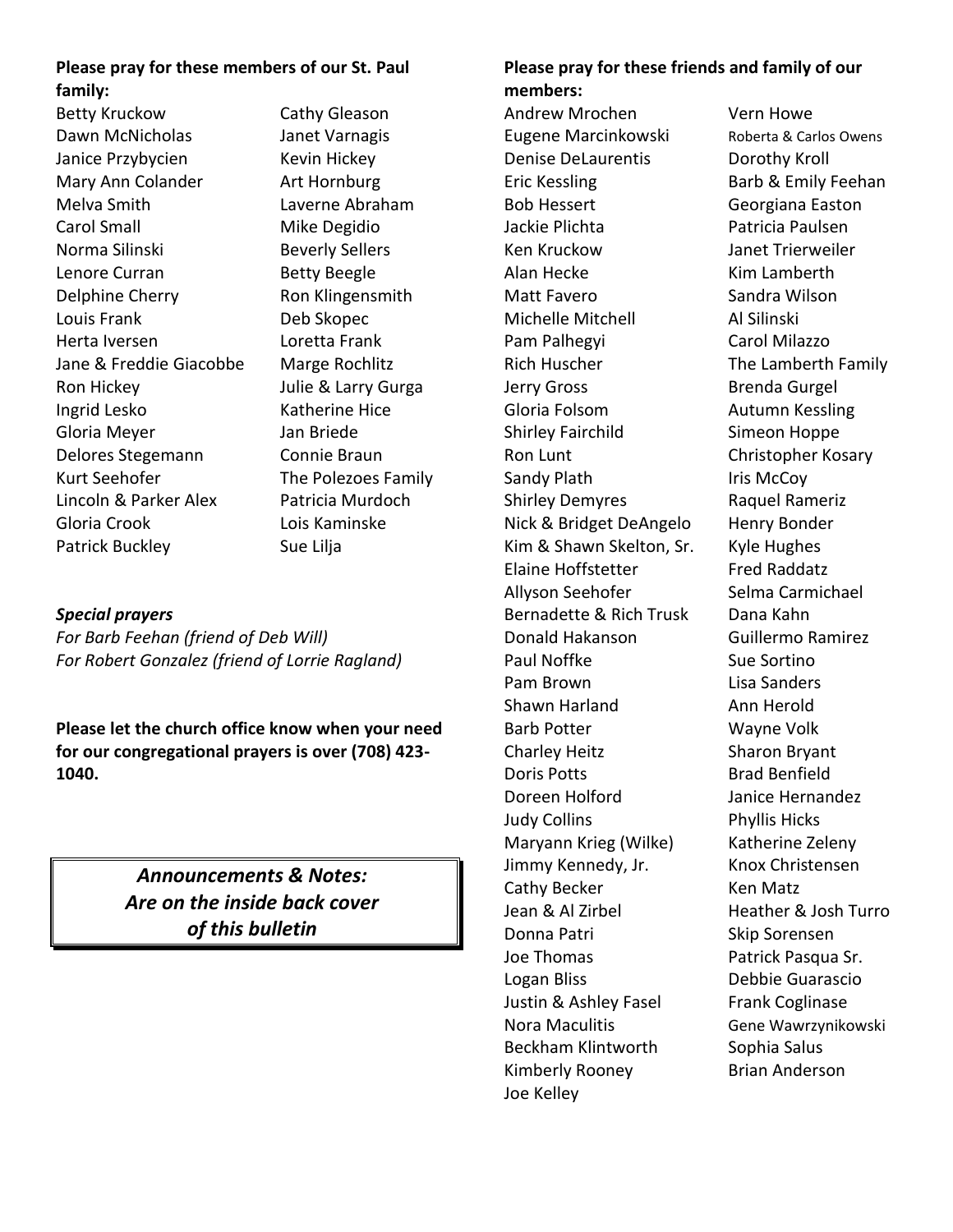**Please pray for these members of our St. Paul family:**

Betty Kruckow
Dawn McNicholas
Janice Przybycien
Mary Ann Colander
Melva Smith
Carol Small
Norma Silinski
Lenore Curran
Delphine Cherry
Louis Frank
Herta Iversen
Jane & Freddie Giacobbe
Ron Hickey
Ingrid Lesko
Gloria Meyer
Delores Stegemann
Kurt Seehofer
Lincoln & Parker Alex
Gloria Crook
Patrick Buckley
Cathy Gleason
Janet Varnagis
Kevin Hickey
Art Hornburg
Laverne Abraham
Mike Degidio
Beverly Sellers
Betty Beegle
Ron Klingensmith
Deb Skopec
Loretta Frank
Marge Rochlitz
Julie & Larry Gurga
Katherine Hice
Jan Briede
Connie Braun
The Polezoes Family
Patricia Murdoch
Lois Kaminske
Sue Lilja

***Special prayers***

*For Barb Feehan (friend of Deb Will)*
*For Robert Gonzalez (friend of Lorrie Ragland)*

**Please let the church office know when your need for our congregational prayers is over (708) 423-1040.**

***Announcements & Notes: Are on the inside back cover of this bulletin***

**Please pray for these friends and family of our members:**

Andrew Mrochen
Eugene Marcinkowski
Denise DeLaurentis
Eric Kessling
Bob Hessert
Jackie Plichta
Ken Kruckow
Alan Hecke
Matt Favero
Michelle Mitchell
Pam Palhegyi
Rich Huscher
Jerry Gross
Gloria Folsom
Shirley Fairchild
Ron Lunt
Sandy Plath
Shirley Demyres
Nick & Bridget DeAngelo
Kim & Shawn Skelton, Sr.
Elaine Hoffstetter
Allyson Seehofer
Bernadette & Rich Trusk
Donald Hakanson
Paul Noffke
Pam Brown
Shawn Harland
Barb Potter
Charley Heitz
Doris Potts
Doreen Holford
Judy Collins
Maryann Krieg (Wilke)
Jimmy Kennedy, Jr.
Cathy Becker
Jean & Al Zirbel
Donna Patri
Joe Thomas
Logan Bliss
Justin & Ashley Fasel
Nora Maculitis
Beckham Klintworth
Kimberly Rooney
Joe Kelley
Vern Howe
Roberta & Carlos Owens
Dorothy Kroll
Barb & Emily Feehan
Georgiana Easton
Patricia Paulsen
Janet Trierweiler
Kim Lamberth
Sandra Wilson
Al Silinski
Carol Milazzo
The Lamberth Family
Brenda Gurgel
Autumn Kessling
Simeon Hoppe
Christopher Kosary
Iris McCoy
Raquel Rameriz
Henry Bonder
Kyle Hughes
Fred Raddatz
Selma Carmichael
Dana Kahn
Guillermo Ramirez
Sue Sortino
Lisa Sanders
Ann Herold
Wayne Volk
Sharon Bryant
Brad Benfield
Janice Hernandez
Phyllis Hicks
Katherine Zeleny
Knox Christensen
Ken Matz
Heather & Josh Turro
Skip Sorensen
Patrick Pasqua Sr.
Debbie Guarascio
Frank Coglinase
Gene Wawrzynikowski
Sophia Salus
Brian Anderson